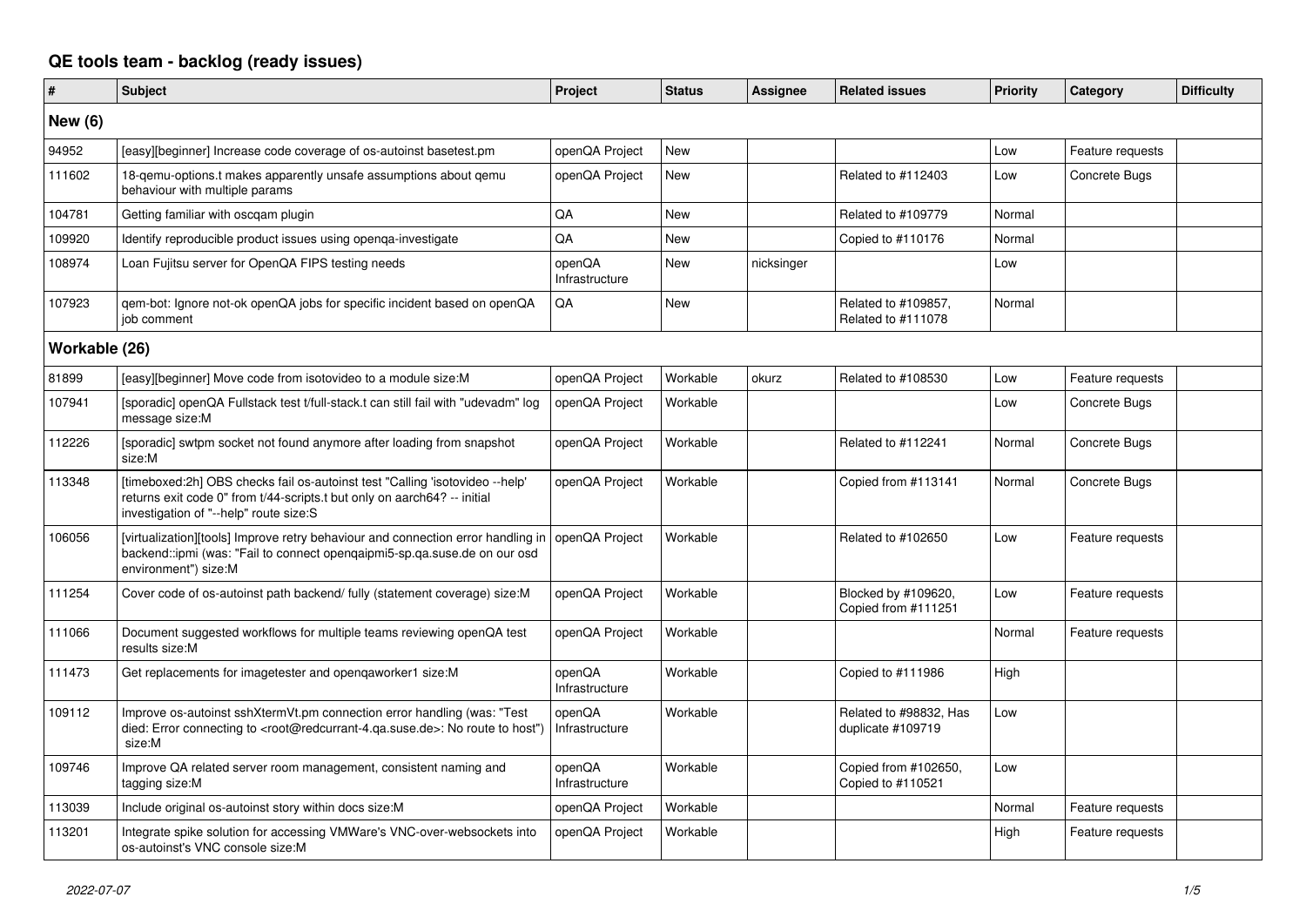# QE tools team - backlog (ready issues)

| # | Subject | Project | Status | Assignee | Related issues | Priority | Category | Difficulty |
|---|---|---|---|---|---|---|---|---|
| **New (6)** | | | | | | | | |
| 94952 | [easy][beginner] Increase code coverage of os-autoinst basetest.pm | openQA Project | New | | | Low | Feature requests | |
| 111602 | 18-qemu-options.t makes apparently unsafe assumptions about qemu behaviour with multiple params | openQA Project | New | | Related to #112403 | Low | Concrete Bugs | |
| 104781 | Getting familiar with oscqam plugin | QA | New | | Related to #109779 | Normal | | |
| 109920 | Identify reproducible product issues using openqa-investigate | QA | New | | Copied to #110176 | Normal | | |
| 108974 | Loan Fujitsu server for OpenQA FIPS testing needs | openQA Infrastructure | New | nicksinger | | Low | | |
| 107923 | qem-bot: Ignore not-ok openQA jobs for specific incident based on openQA job comment | QA | New | | Related to #109857, Related to #111078 | Normal | | |
| **Workable (26)** | | | | | | | | |
| 81899 | [easy][beginner] Move code from isotovideo to a module size:M | openQA Project | Workable | okurz | Related to #108530 | Low | Feature requests | |
| 107941 | [sporadic] openQA Fullstack test t/full-stack.t can still fail with "udevadm" log message size:M | openQA Project | Workable | | | Low | Concrete Bugs | |
| 112226 | [sporadic] swtpm socket not found anymore after loading from snapshot size:M | openQA Project | Workable | | Related to #112241 | Normal | Concrete Bugs | |
| 113348 | [timeboxed:2h] OBS checks fail os-autoinst test "Calling 'isotovideo --help' returns exit code 0" from t/44-scripts.t but only on aarch64? -- initial investigation of "--help" route size:S | openQA Project | Workable | | Copied from #113141 | Normal | Concrete Bugs | |
| 106056 | [virtualization][tools] Improve retry behaviour and connection error handling in backend::ipmi (was: "Fail to connect openqaipmi5-sp.qa.suse.de on our osd environment") size:M | openQA Project | Workable | | Related to #102650 | Low | Feature requests | |
| 111254 | Cover code of os-autoinst path backend/ fully (statement coverage) size:M | openQA Project | Workable | | Blocked by #109620, Copied from #111251 | Low | Feature requests | |
| 111066 | Document suggested workflows for multiple teams reviewing openQA test results size:M | openQA Project | Workable | | | Normal | Feature requests | |
| 111473 | Get replacements for imagetester and openqaworker1 size:M | openQA Infrastructure | Workable | | Copied to #111986 | High | | |
| 109112 | Improve os-autoinst sshXtermVt.pm connection error handling (was: "Test died: Error connecting to <root@redcurrant-4.qa.suse.de>: No route to host") size:M | openQA Infrastructure | Workable | | Related to #98832, Has duplicate #109719 | Low | | |
| 109746 | Improve QA related server room management, consistent naming and tagging size:M | openQA Infrastructure | Workable | | Copied from #102650, Copied to #110521 | Low | | |
| 113039 | Include original os-autoinst story within docs size:M | openQA Project | Workable | | | Normal | Feature requests | |
| 113201 | Integrate spike solution for accessing VMWare's VNC-over-websockets into os-autoinst's VNC console size:M | openQA Project | Workable | | | High | Feature requests | |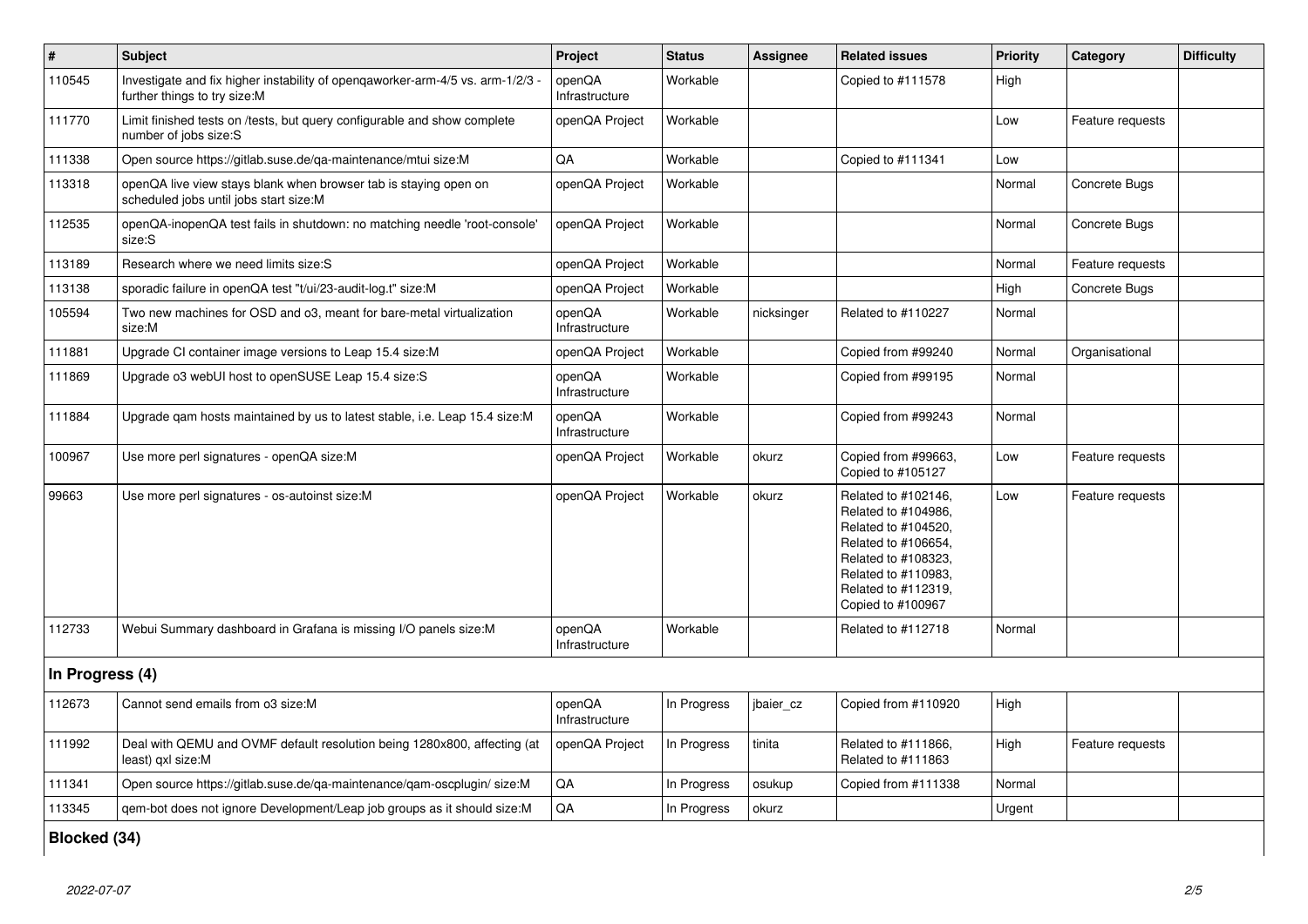| # | Subject | Project | Status | Assignee | Related issues | Priority | Category | Difficulty |
|---|---|---|---|---|---|---|---|---|
| 110545 | Investigate and fix higher instability of openqaworker-arm-4/5 vs. arm-1/2/3 - further things to try size:M | openQA Infrastructure | Workable | | Copied to #111578 | High | | |
| 111770 | Limit finished tests on /tests, but query configurable and show complete number of jobs size:S | openQA Project | Workable | | | Low | Feature requests | |
| 111338 | Open source https://gitlab.suse.de/qa-maintenance/mtui size:M | QA | Workable | | Copied to #111341 | Low | | |
| 113318 | openQA live view stays blank when browser tab is staying open on scheduled jobs until jobs start size:M | openQA Project | Workable | | | Normal | Concrete Bugs | |
| 112535 | openQA-inopenQA test fails in shutdown: no matching needle 'root-console' size:S | openQA Project | Workable | | | Normal | Concrete Bugs | |
| 113189 | Research where we need limits size:S | openQA Project | Workable | | | Normal | Feature requests | |
| 113138 | sporadic failure in openQA test "t/ui/23-audit-log.t" size:M | openQA Project | Workable | | | High | Concrete Bugs | |
| 105594 | Two new machines for OSD and o3, meant for bare-metal virtualization size:M | openQA Infrastructure | Workable | nicksinger | Related to #110227 | Normal | | |
| 111881 | Upgrade CI container image versions to Leap 15.4 size:M | openQA Project | Workable | | Copied from #99240 | Normal | Organisational | |
| 111869 | Upgrade o3 webUI host to openSUSE Leap 15.4 size:S | openQA Infrastructure | Workable | | Copied from #99195 | Normal | | |
| 111884 | Upgrade qam hosts maintained by us to latest stable, i.e. Leap 15.4 size:M | openQA Infrastructure | Workable | | Copied from #99243 | Normal | | |
| 100967 | Use more perl signatures - openQA size:M | openQA Project | Workable | okurz | Copied from #99663, Copied to #105127 | Low | Feature requests | |
| 99663 | Use more perl signatures - os-autoinst size:M | openQA Project | Workable | okurz | Related to #102146, Related to #104986, Related to #104520, Related to #106654, Related to #108323, Related to #110983, Related to #112319, Copied to #100967 | Low | Feature requests | |
| 112733 | Webui Summary dashboard in Grafana is missing I/O panels size:M | openQA Infrastructure | Workable | | Related to #112718 | Normal | | |
| **In Progress (4)** | | | | | | | | |
| 112673 | Cannot send emails from o3 size:M | openQA Infrastructure | In Progress | jbaier_cz | Copied from #110920 | High | | |
| 111992 | Deal with QEMU and OVMF default resolution being 1280x800, affecting (at least) qxl size:M | openQA Project | In Progress | tinita | Related to #111866, Related to #111863 | High | Feature requests | |
| 111341 | Open source https://gitlab.suse.de/qa-maintenance/qam-oscplugin/ size:M | QA | In Progress | osukup | Copied from #111338 | Normal | | |
| 113345 | qem-bot does not ignore Development/Leap job groups as it should size:M | QA | In Progress | okurz | | Urgent | | |
| **Blocked (34)** | | | | | | | | |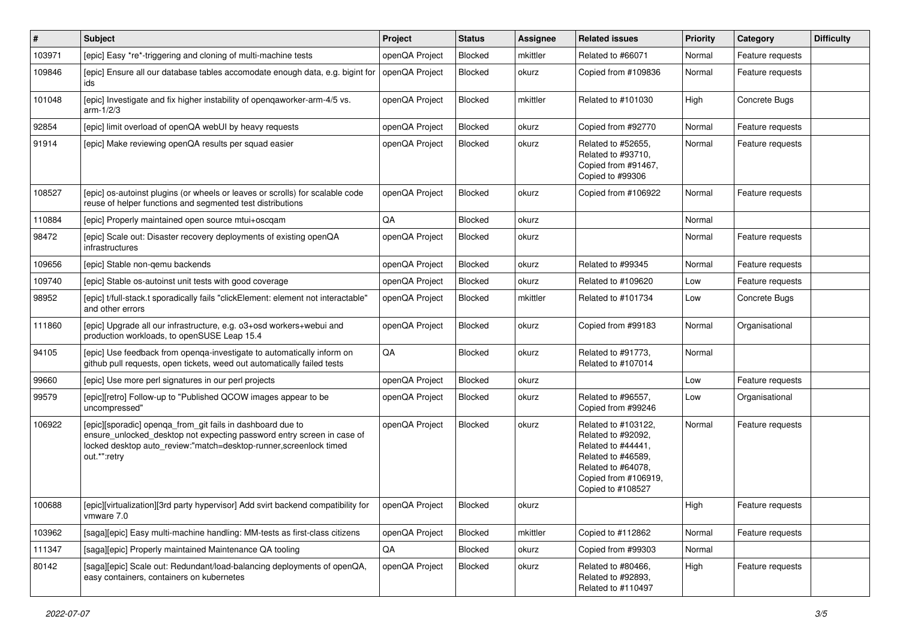| # | Subject | Project | Status | Assignee | Related issues | Priority | Category | Difficulty |
|---|---|---|---|---|---|---|---|---|
| 103971 | [epic] Easy *re*-triggering and cloning of multi-machine tests | openQA Project | Blocked | mkittler | Related to #66071 | Normal | Feature requests | |
| 109846 | [epic] Ensure all our database tables accomodate enough data, e.g. bigint for ids | openQA Project | Blocked | okurz | Copied from #109836 | Normal | Feature requests | |
| 101048 | [epic] Investigate and fix higher instability of openqaworker-arm-4/5 vs. arm-1/2/3 | openQA Project | Blocked | mkittler | Related to #101030 | High | Concrete Bugs | |
| 92854 | [epic] limit overload of openQA webUI by heavy requests | openQA Project | Blocked | okurz | Copied from #92770 | Normal | Feature requests | |
| 91914 | [epic] Make reviewing openQA results per squad easier | openQA Project | Blocked | okurz | Related to #52655, Related to #93710, Copied from #91467, Copied to #99306 | Normal | Feature requests | |
| 108527 | [epic] os-autoinst plugins (or wheels or leaves or scrolls) for scalable code reuse of helper functions and segmented test distributions | openQA Project | Blocked | okurz | Copied from #106922 | Normal | Feature requests | |
| 110884 | [epic] Properly maintained open source mtui+oscqam | QA | Blocked | okurz | | Normal | | |
| 98472 | [epic] Scale out: Disaster recovery deployments of existing openQA infrastructures | openQA Project | Blocked | okurz | | Normal | Feature requests | |
| 109656 | [epic] Stable non-qemu backends | openQA Project | Blocked | okurz | Related to #99345 | Normal | Feature requests | |
| 109740 | [epic] Stable os-autoinst unit tests with good coverage | openQA Project | Blocked | okurz | Related to #109620 | Low | Feature requests | |
| 98952 | [epic] t/full-stack.t sporadically fails "clickElement: element not interactable" and other errors | openQA Project | Blocked | mkittler | Related to #101734 | Low | Concrete Bugs | |
| 111860 | [epic] Upgrade all our infrastructure, e.g. o3+osd workers+webui and production workloads, to openSUSE Leap 15.4 | openQA Project | Blocked | okurz | Copied from #99183 | Normal | Organisational | |
| 94105 | [epic] Use feedback from openqa-investigate to automatically inform on github pull requests, open tickets, weed out automatically failed tests | QA | Blocked | okurz | Related to #91773, Related to #107014 | Normal | | |
| 99660 | [epic] Use more perl signatures in our perl projects | openQA Project | Blocked | okurz | | Low | Feature requests | |
| 99579 | [epic][retro] Follow-up to "Published QCOW images appear to be uncompressed" | openQA Project | Blocked | okurz | Related to #96557, Copied from #99246 | Low | Organisational | |
| 106922 | [epic][sporadic] openqa_from_git fails in dashboard due to ensure_unlocked_desktop not expecting password entry screen in case of locked desktop auto_review:"match=desktop-runner,screenlock timed out.*":retry | openQA Project | Blocked | okurz | Related to #103122, Related to #92092, Related to #44441, Related to #46589, Related to #64078, Copied from #106919, Copied to #108527 | Normal | Feature requests | |
| 100688 | [epic][virtualization][3rd party hypervisor] Add svirt backend compatibility for vmware 7.0 | openQA Project | Blocked | okurz | | High | Feature requests | |
| 103962 | [saga][epic] Easy multi-machine handling: MM-tests as first-class citizens | openQA Project | Blocked | mkittler | Copied to #112862 | Normal | Feature requests | |
| 111347 | [saga][epic] Properly maintained Maintenance QA tooling | QA | Blocked | okurz | Copied from #99303 | Normal | | |
| 80142 | [saga][epic] Scale out: Redundant/load-balancing deployments of openQA, easy containers, containers on kubernetes | openQA Project | Blocked | okurz | Related to #80466, Related to #92893, Related to #110497 | High | Feature requests | |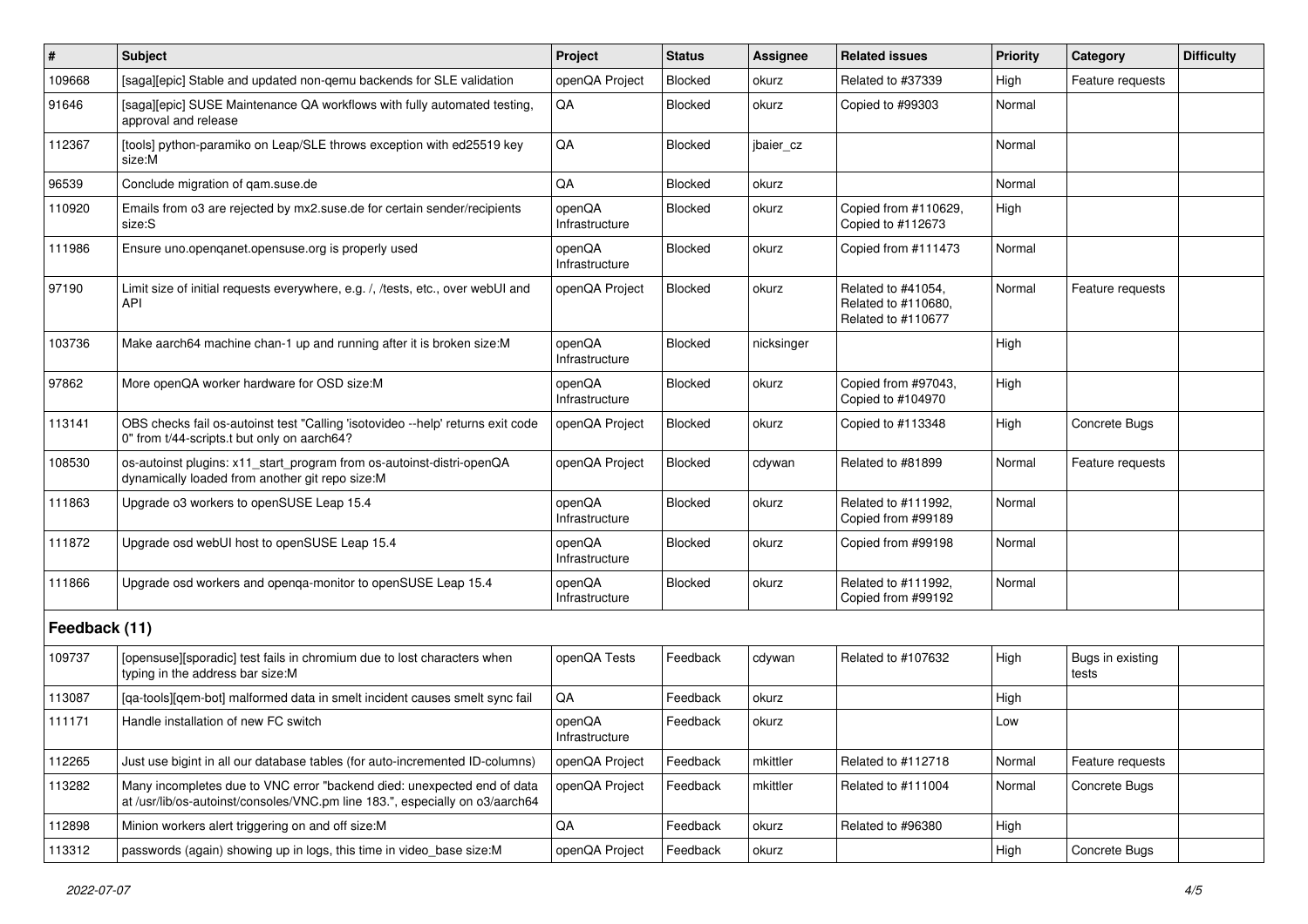| # | Subject | Project | Status | Assignee | Related issues | Priority | Category | Difficulty |
|---|---|---|---|---|---|---|---|---|
| 109668 | [saga][epic] Stable and updated non-qemu backends for SLE validation | openQA Project | Blocked | okurz | Related to #37339 | High | Feature requests | |
| 91646 | [saga][epic] SUSE Maintenance QA workflows with fully automated testing, approval and release | QA | Blocked | okurz | Copied to #99303 | Normal | | |
| 112367 | [tools] python-paramiko on Leap/SLE throws exception with ed25519 key size:M | QA | Blocked | jbaier_cz | | Normal | | |
| 96539 | Conclude migration of qam.suse.de | QA | Blocked | okurz | | Normal | | |
| 110920 | Emails from o3 are rejected by mx2.suse.de for certain sender/recipients size:S | openQA Infrastructure | Blocked | okurz | Copied from #110629, Copied to #112673 | High | | |
| 111986 | Ensure uno.openqanet.opensuse.org is properly used | openQA Infrastructure | Blocked | okurz | Copied from #111473 | Normal | | |
| 97190 | Limit size of initial requests everywhere, e.g. /, /tests, etc., over webUI and API | openQA Project | Blocked | okurz | Related to #41054, Related to #110680, Related to #110677 | Normal | Feature requests | |
| 103736 | Make aarch64 machine chan-1 up and running after it is broken size:M | openQA Infrastructure | Blocked | nicksinger | | High | | |
| 97862 | More openQA worker hardware for OSD size:M | openQA Infrastructure | Blocked | okurz | Copied from #97043, Copied to #104970 | High | | |
| 113141 | OBS checks fail os-autoinst test "Calling 'isotovideo --help' returns exit code 0" from t/44-scripts.t but only on aarch64? | openQA Project | Blocked | okurz | Copied to #113348 | High | Concrete Bugs | |
| 108530 | os-autoinst plugins: x11_start_program from os-autoinst-distri-openQA dynamically loaded from another git repo size:M | openQA Project | Blocked | cdywan | Related to #81899 | Normal | Feature requests | |
| 111863 | Upgrade o3 workers to openSUSE Leap 15.4 | openQA Infrastructure | Blocked | okurz | Related to #111992, Copied from #99189 | Normal | | |
| 111872 | Upgrade osd webUI host to openSUSE Leap 15.4 | openQA Infrastructure | Blocked | okurz | Copied from #99198 | Normal | | |
| 111866 | Upgrade osd workers and openqa-monitor to openSUSE Leap 15.4 | openQA Infrastructure | Blocked | okurz | Related to #111992, Copied from #99192 | Normal | | |
| **Feedback (11)** | | | | | | | | |
| 109737 | [opensuse][sporadic] test fails in chromium due to lost characters when typing in the address bar size:M | openQA Tests | Feedback | cdywan | Related to #107632 | High | Bugs in existing tests | |
| 113087 | [qa-tools][qem-bot] malformed data in smelt incident causes smelt sync fail | QA | Feedback | okurz | | High | | |
| 111171 | Handle installation of new FC switch | openQA Infrastructure | Feedback | okurz | | Low | | |
| 112265 | Just use bigint in all our database tables (for auto-incremented ID-columns) | openQA Project | Feedback | mkittler | Related to #112718 | Normal | Feature requests | |
| 113282 | Many incompletes due to VNC error "backend died: unexpected end of data at /usr/lib/os-autoinst/consoles/VNC.pm line 183.", especially on o3/aarch64 | openQA Project | Feedback | mkittler | Related to #111004 | Normal | Concrete Bugs | |
| 112898 | Minion workers alert triggering on and off size:M | QA | Feedback | okurz | Related to #96380 | High | | |
| 113312 | passwords (again) showing up in logs, this time in video_base size:M | openQA Project | Feedback | okurz | | High | Concrete Bugs | |

2022-07-07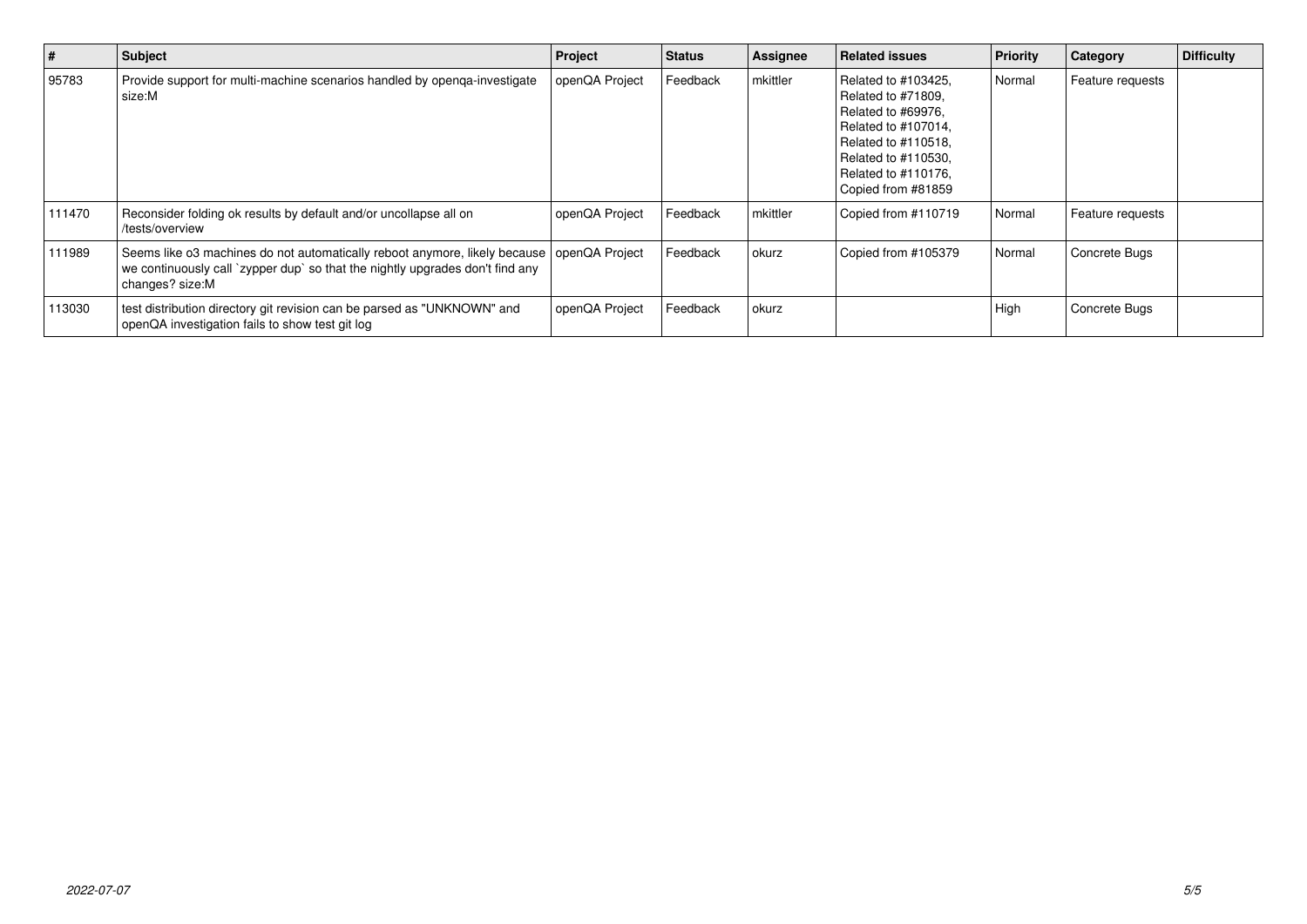| # | Subject | Project | Status | Assignee | Related issues | Priority | Category | Difficulty |
|---|---|---|---|---|---|---|---|---|
| 95783 | Provide support for multi-machine scenarios handled by openqa-investigate size:M | openQA Project | Feedback | mkittler | Related to #103425, Related to #71809, Related to #69976, Related to #107014, Related to #110518, Related to #110530, Related to #110176, Copied from #81859 | Normal | Feature requests | |
| 111470 | Reconsider folding ok results by default and/or uncollapse all on /tests/overview | openQA Project | Feedback | mkittler | Copied from #110719 | Normal | Feature requests | |
| 111989 | Seems like o3 machines do not automatically reboot anymore, likely because we continuously call `zypper dup` so that the nightly upgrades don't find any changes? size:M | openQA Project | Feedback | okurz | Copied from #105379 | Normal | Concrete Bugs | |
| 113030 | test distribution directory git revision can be parsed as "UNKNOWN" and openQA investigation fails to show test git log | openQA Project | Feedback | okurz | | High | Concrete Bugs | |